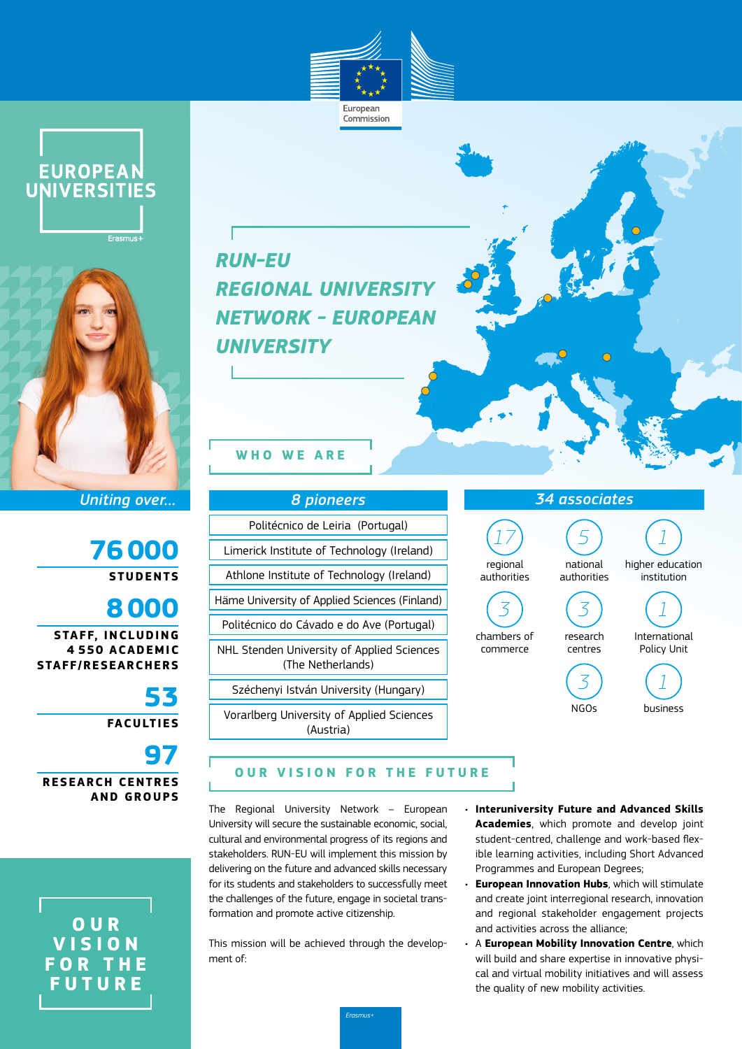European Commission

EUROPEAN UNIVERSITIES

Erasmus+

# RUN-EU REGIONAL UNIVERSITY NETWORK - EUROPEAN UNIVERSITY

*Uniting over...*

**76 000**
STUDENTS

**8 000**
STAFF, INCLUDING 4 550 ACADEMIC STAFF/RESEARCHERS

**53**
FACULTIES

**97**
RESEARCH CENTRES AND GROUPS

## WHO WE ARE

### *8 pioneers*

- Politécnico de Leiria (Portugal)
- Limerick Institute of Technology (Ireland)
- Athlone Institute of Technology (Ireland)
- Häme University of Applied Sciences (Finland)
- Politécnico do Cávado e do Ave (Portugal)
- NHL Stenden University of Applied Sciences (The Netherlands)
- Széchenyi István University (Hungary)
- Vorarlberg University of Applied Sciences (Austria)

### *34 associates*

- 17 regional authorities
- 5 national authorities
- 1 higher education institution
- 3 chambers of commerce
- 3 research centres
- 1 International Policy Unit
- 3 NGOs
- 1 business

## OUR VISION FOR THE FUTURE

The Regional University Network – European University will secure the sustainable economic, social, cultural and environmental progress of its regions and stakeholders. RUN-EU will implement this mission by delivering on the latest and advanced skills necessary for its students and stakeholders to successfully meet the challenges of the future, engage in societal transformation and promote active citizenship.

This mission will be achieved through the development of:

- **Interuniversity Future and Advanced Skills Academies**, which promote and develop joint student-centred, challenge and work-based flexible learning activities, including Short Advanced Programmes and European Degrees;
- **European Innovation Hubs**, which will stimulate and create joint interregional research, innovation and regional stakeholder engagement projects and activities across the alliance;
- A **European Mobility Innovation Centre**, which will build and share expertise in innovative physical and virtual mobility initiatives and will assess the quality of new mobility activities.

Erasmus+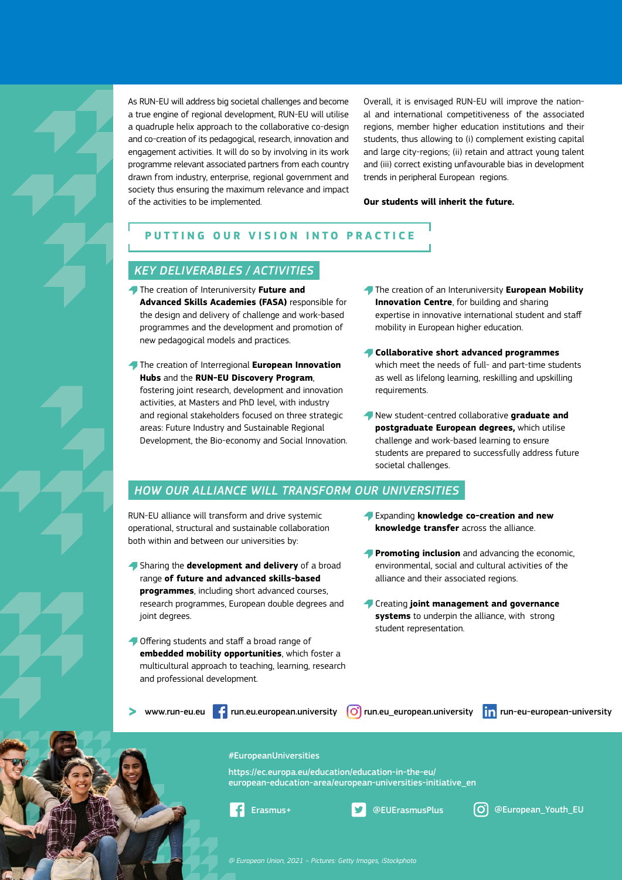As RUN-EU will address big societal challenges and become a true engine of regional development, RUN-EU will utilise a quadruple helix approach to the collaborative co-design and co-creation of its pedagogical, research, innovation and engagement activities. It will do so by involving in its work programme relevant associated partners from each country drawn from industry, enterprise, regional government and society thus ensuring the maximum relevance and impact of the activities to be implemented.

Overall, it is envisaged RUN-EU will improve the national and international competitiveness of the associated regions, member higher education institutions and their students, thus allowing to (i) complement existing capital and large city-regions; (ii) retain and attract young talent and (iii) correct existing unfavourable bias in development trends in peripheral European regions.

**Our students will inherit the future.**

## PUTTING OUR VISION INTO PRACTICE

### *KEY DELIVERABLES / ACTIVITIES*

- The creation of Interuniversity **Future and Advanced Skills Academies (FASA)** responsible for the design and delivery of challenge and work-based programmes and the development and promotion of new pedagogical models and practices.
- The creation of Interregional **European Innovation Hubs** and the **RUN-EU Discovery Program**, fostering joint research, development and innovation activities, at Masters and PhD level, with industry and regional stakeholders focused on three strategic areas: Future Industry and Sustainable Regional Development, the Bio-economy and Social Innovation.
- The creation of an Interuniversity **European Mobility Innovation Centre**, for building and sharing expertise in innovative international student and staff mobility in European higher education.
- **Collaborative short advanced programmes** which meet the needs of full- and part-time students as well as lifelong learning, reskilling and upskilling requirements.
- New student-centred collaborative **graduate and postgraduate European degrees,** which utilise challenge and work-based learning to ensure students are prepared to successfully address future societal challenges.

### *HOW OUR ALLIANCE WILL TRANSFORM OUR UNIVERSITIES*

RUN-EU alliance will transform and drive systemic operational, structural and sustainable collaboration both within and between our universities by:

- Sharing the **development and delivery** of a broad range **of future and advanced skills-based programmes**, including short advanced courses, research programmes, European double degrees and joint degrees.
- Offering students and staff a broad range of **embedded mobility opportunities**, which foster a multicultural approach to teaching, learning, research and professional development.
- Expanding **knowledge co-creation and new knowledge transfer** across the alliance.
- **Promoting inclusion** and advancing the economic, environmental, social and cultural activities of the alliance and their associated regions.
- Creating **joint management and governance systems** to underpin the alliance, with strong student representation.

> www.run-eu.eu   run.eu.european.university   run.eu_european.university   run-eu-european-university

#EuropeanUniversities

https://ec.europa.eu/education/education-in-the-eu/european-education-area/european-universities-initiative_en

Erasmus+   @EUErasmusPlus   @European_Youth_EU

*© European Union, 2021 – Pictures: Getty Images, iStockphoto*